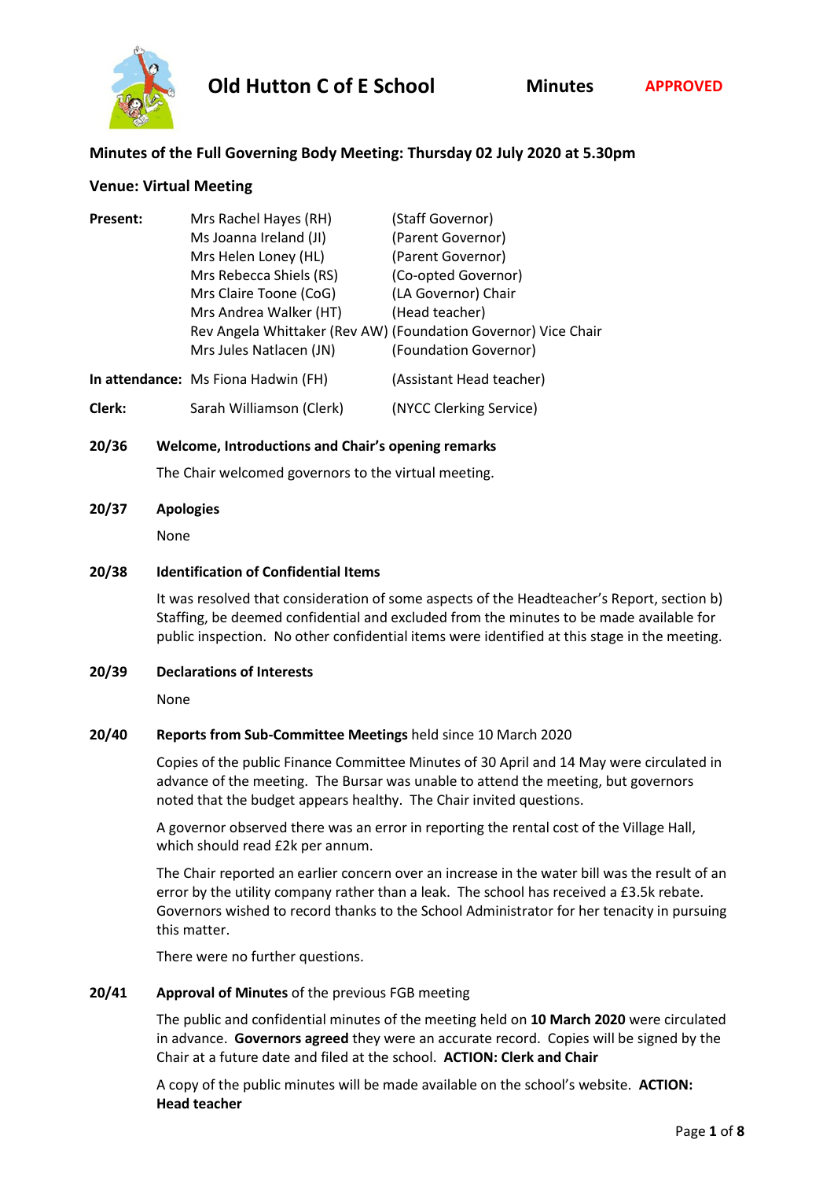# Old Hutton C of E School

**Minutes** **APPROVED**

## Minutes of the Full Governing Body Meeting: Thursday 02 July 2020 at 5.30pm

### Venue: Virtual Meeting

| | | |
|---|---|---|
| **Present:** | Mrs Rachel Hayes (RH) | (Staff Governor) |
| | Ms Joanna Ireland (JI) | (Parent Governor) |
| | Mrs Helen Loney (HL) | (Parent Governor) |
| | Mrs Rebecca Shiels (RS) | (Co-opted Governor) |
| | Mrs Claire Toone (CoG) | (LA Governor) Chair |
| | Mrs Andrea Walker (HT) | (Head teacher) |
| | Rev Angela Whittaker (Rev AW) | (Foundation Governor) Vice Chair |
| | Mrs Jules Natlacen (JN) | (Foundation Governor) |
| **In attendance:** | Ms Fiona Hadwin (FH) | (Assistant Head teacher) |
| **Clerk:** | Sarah Williamson (Clerk) | (NYCC Clerking Service) |

**20/36 Welcome, Introductions and Chair's opening remarks**

The Chair welcomed governors to the virtual meeting.

**20/37 Apologies**

None

**20/38 Identification of Confidential Items**

It was resolved that consideration of some aspects of the Headteacher's Report, section b) Staffing, be deemed confidential and excluded from the minutes to be made available for public inspection. No other confidential items were identified at this stage in the meeting.

**20/39 Declarations of Interests**

None

**20/40 Reports from Sub-Committee Meetings** held since 10 March 2020

Copies of the public Finance Committee Minutes of 30 April and 14 May were circulated in advance of the meeting. The Bursar was unable to attend the meeting, but governors noted that the budget appears healthy. The Chair invited questions.

A governor observed there was an error in reporting the rental cost of the Village Hall, which should read £2k per annum.

The Chair reported an earlier concern over an increase in the water bill was the result of an error by the utility company rather than a leak. The school has received a £3.5k rebate. Governors wished to record thanks to the School Administrator for her tenacity in pursuing this matter.

There were no further questions.

**20/41 Approval of Minutes** of the previous FGB meeting

The public and confidential minutes of the meeting held on **10 March 2020** were circulated in advance. **Governors agreed** they were an accurate record. Copies will be signed by the Chair at a future date and filed at the school. **ACTION: Clerk and Chair**

A copy of the public minutes will be made available on the school's website. **ACTION: Head teacher**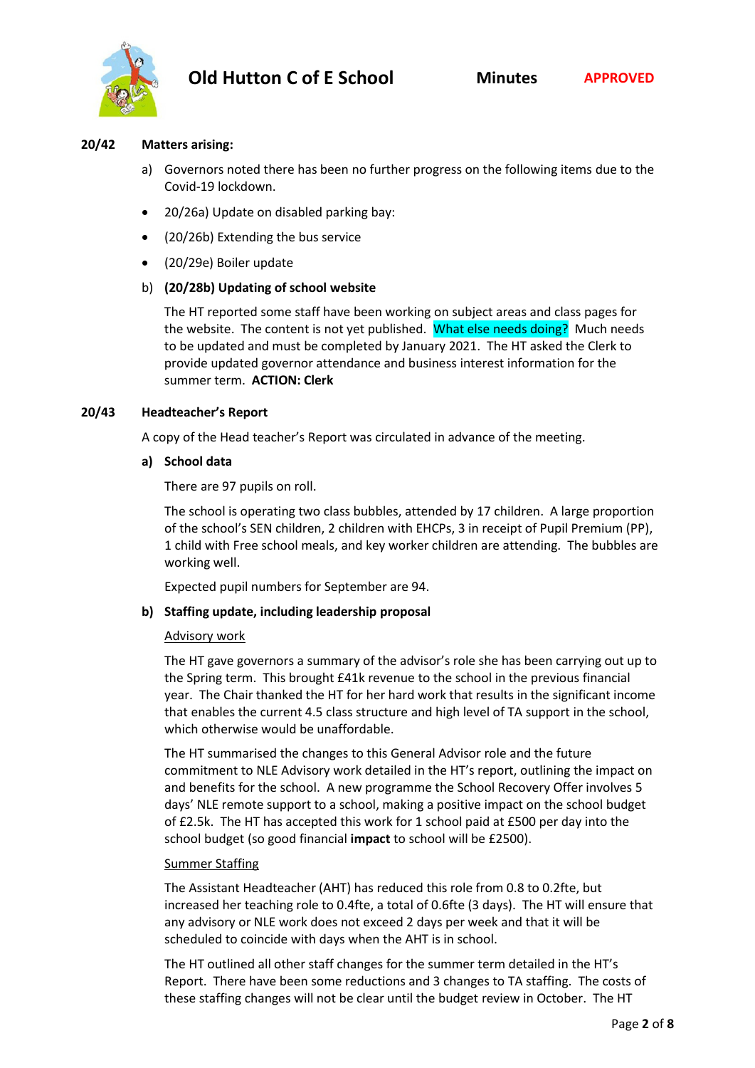**20/42 Matters arising:**

a) Governors noted there has been no further progress on the following items due to the Covid-19 lockdown.

- 20/26a) Update on disabled parking bay:
- (20/26b) Extending the bus service
- (20/29e) Boiler update

b) **(20/28b) Updating of school website**

The HT reported some staff have been working on subject areas and class pages for the website. The content is not yet published. What else needs doing? Much needs to be updated and must be completed by January 2021. The HT asked the Clerk to provide updated governor attendance and business interest information for the summer term. **ACTION: Clerk**

**20/43 Headteacher's Report**

A copy of the Head teacher's Report was circulated in advance of the meeting.

**a) School data**

There are 97 pupils on roll.

The school is operating two class bubbles, attended by 17 children. A large proportion of the school's SEN children, 2 children with EHCPs, 3 in receipt of Pupil Premium (PP), 1 child with Free school meals, and key worker children are attending. The bubbles are working well.

Expected pupil numbers for September are 94.

**b) Staffing update, including leadership proposal**

Advisory work

The HT gave governors a summary of the advisor's role she has been carrying out up to the Spring term. This brought £41k revenue to the school in the previous financial year. The Chair thanked the HT for her hard work that results in the significant income that enables the current 4.5 class structure and high level of TA support in the school, which otherwise would be unaffordable.

The HT summarised the changes to this General Advisor role and the future commitment to NLE Advisory work detailed in the HT's report, outlining the impact on and benefits for the school. A new programme the School Recovery Offer involves 5 days' NLE remote support to a school, making a positive impact on the school budget of £2.5k. The HT has accepted this work for 1 school paid at £500 per day into the school budget (so good financial **impact** to school will be £2500).

Summer Staffing

The Assistant Headteacher (AHT) has reduced this role from 0.8 to 0.2fte, but increased her teaching role to 0.4fte, a total of 0.6fte (3 days). The HT will ensure that any advisory or NLE work does not exceed 2 days per week and that it will be scheduled to coincide with days when the AHT is in school.

The HT outlined all other staff changes for the summer term detailed in the HT's Report. There have been some reductions and 3 changes to TA staffing. The costs of these staffing changes will not be clear until the budget review in October. The HT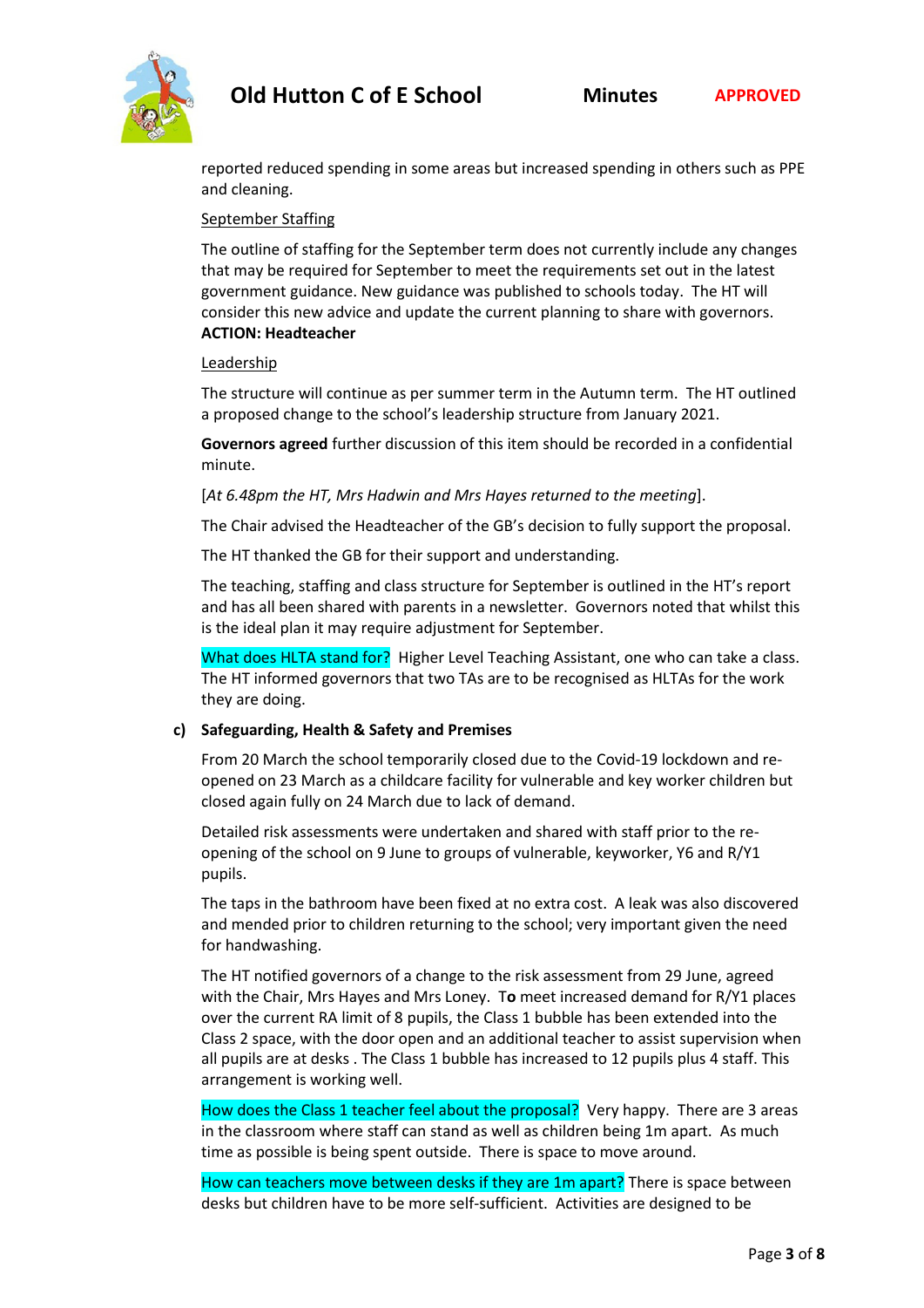reported reduced spending in some areas but increased spending in others such as PPE and cleaning.

September Staffing

The outline of staffing for the September term does not currently include any changes that may be required for September to meet the requirements set out in the latest government guidance. New guidance was published to schools today. The HT will consider this new advice and update the current planning to share with governors. **ACTION: Headteacher**

Leadership

The structure will continue as per summer term in the Autumn term. The HT outlined a proposed change to the school's leadership structure from January 2021.

**Governors agreed** further discussion of this item should be recorded in a confidential minute.

[*At 6.48pm the HT, Mrs Hadwin and Mrs Hayes returned to the meeting*].

The Chair advised the Headteacher of the GB's decision to fully support the proposal.

The HT thanked the GB for their support and understanding.

The teaching, staffing and class structure for September is outlined in the HT's report and has all been shared with parents in a newsletter. Governors noted that whilst this is the ideal plan it may require adjustment for September.

What does HLTA stand for? Higher Level Teaching Assistant, one who can take a class. The HT informed governors that two TAs are to be recognised as HLTAs for the work they are doing.

**c) Safeguarding, Health & Safety and Premises**

From 20 March the school temporarily closed due to the Covid-19 lockdown and re-opened on 23 March as a childcare facility for vulnerable and key worker children but closed again fully on 24 March due to lack of demand.

Detailed risk assessments were undertaken and shared with staff prior to the re-opening of the school on 9 June to groups of vulnerable, keyworker, Y6 and R/Y1 pupils.

The taps in the bathroom have been fixed at no extra cost. A leak was also discovered and mended prior to children returning to the school; very important given the need for handwashing.

The HT notified governors of a change to the risk assessment from 29 June, agreed with the Chair, Mrs Hayes and Mrs Loney. T**o** meet increased demand for R/Y1 places over the current RA limit of 8 pupils, the Class 1 bubble has been extended into the Class 2 space, with the door open and an additional teacher to assist supervision when all pupils are at desks . The Class 1 bubble has increased to 12 pupils plus 4 staff. This arrangement is working well.

How does the Class 1 teacher feel about the proposal? Very happy. There are 3 areas in the classroom where staff can stand as well as children being 1m apart. As much time as possible is being spent outside. There is space to move around.

How can teachers move between desks if they are 1m apart? There is space between desks but children have to be more self-sufficient. Activities are designed to be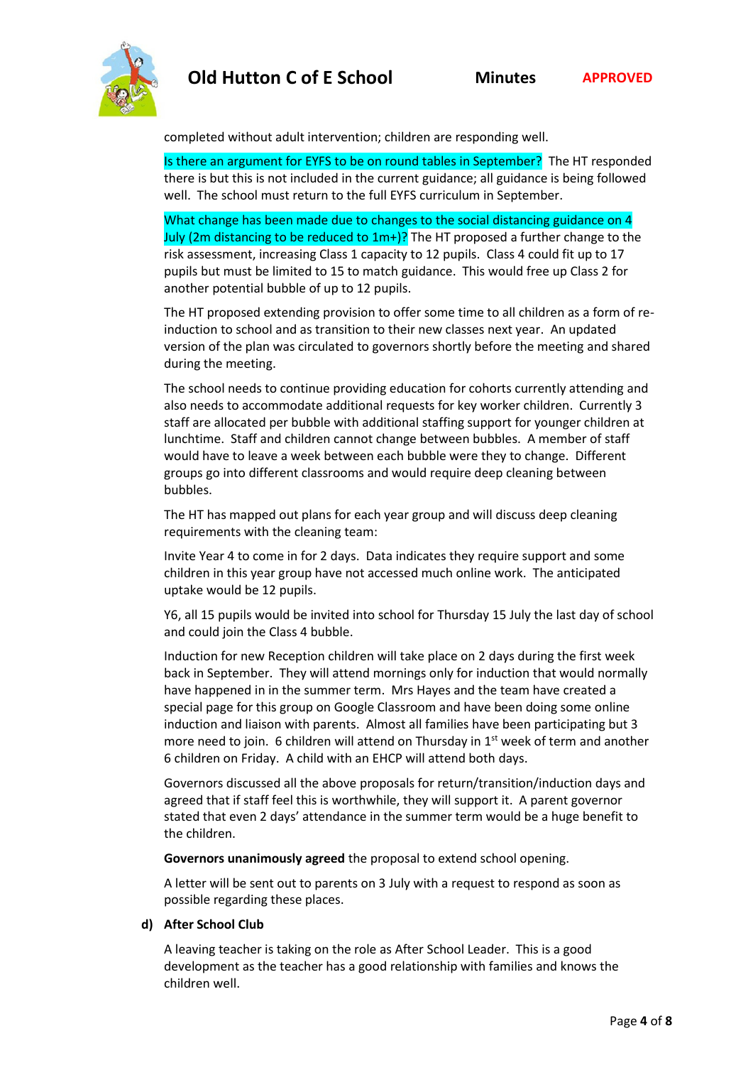completed without adult intervention; children are responding well.

Is there an argument for EYFS to be on round tables in September? The HT responded there is but this is not included in the current guidance; all guidance is being followed well. The school must return to the full EYFS curriculum in September.

What change has been made due to changes to the social distancing guidance on 4 July (2m distancing to be reduced to 1m+)? The HT proposed a further change to the risk assessment, increasing Class 1 capacity to 12 pupils. Class 4 could fit up to 17 pupils but must be limited to 15 to match guidance. This would free up Class 2 for another potential bubble of up to 12 pupils.

The HT proposed extending provision to offer some time to all children as a form of re-induction to school and as transition to their new classes next year. An updated version of the plan was circulated to governors shortly before the meeting and shared during the meeting.

The school needs to continue providing education for cohorts currently attending and also needs to accommodate additional requests for key worker children. Currently 3 staff are allocated per bubble with additional staffing support for younger children at lunchtime. Staff and children cannot change between bubbles. A member of staff would have to leave a week between each bubble were they to change. Different groups go into different classrooms and would require deep cleaning between bubbles.

The HT has mapped out plans for each year group and will discuss deep cleaning requirements with the cleaning team:

Invite Year 4 to come in for 2 days. Data indicates they require support and some children in this year group have not accessed much online work. The anticipated uptake would be 12 pupils.

Y6, all 15 pupils would be invited into school for Thursday 15 July the last day of school and could join the Class 4 bubble.

Induction for new Reception children will take place on 2 days during the first week back in September. They will attend mornings only for induction that would normally have happened in in the summer term. Mrs Hayes and the team have created a special page for this group on Google Classroom and have been doing some online induction and liaison with parents. Almost all families have been participating but 3 more need to join. 6 children will attend on Thursday in 1st week of term and another 6 children on Friday. A child with an EHCP will attend both days.

Governors discussed all the above proposals for return/transition/induction days and agreed that if staff feel this is worthwhile, they will support it. A parent governor stated that even 2 days' attendance in the summer term would be a huge benefit to the children.

**Governors unanimously agreed** the proposal to extend school opening.

A letter will be sent out to parents on 3 July with a request to respond as soon as possible regarding these places.

**d) After School Club**

A leaving teacher is taking on the role as After School Leader. This is a good development as the teacher has a good relationship with families and knows the children well.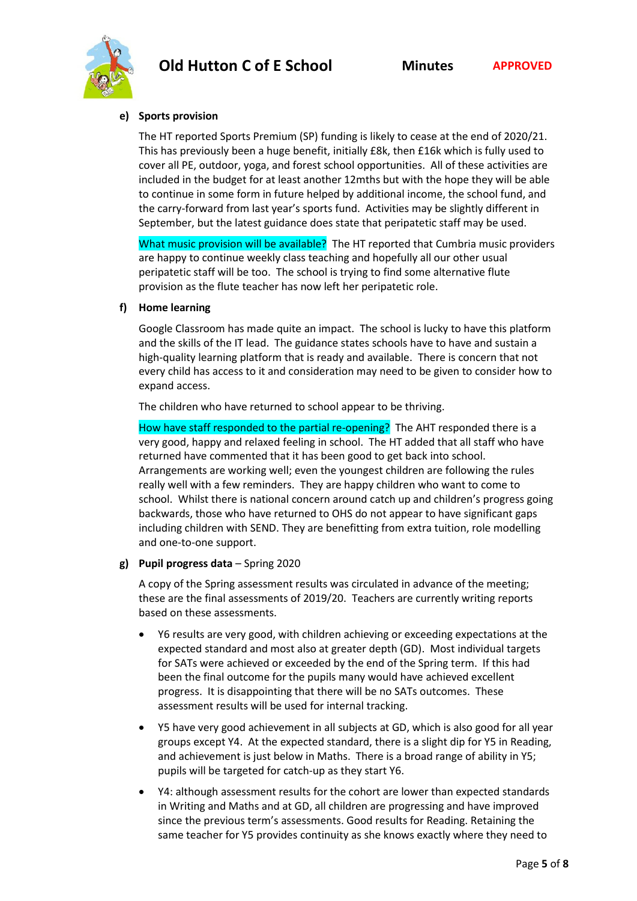**e) Sports provision**

The HT reported Sports Premium (SP) funding is likely to cease at the end of 2020/21. This has previously been a huge benefit, initially £8k, then £16k which is fully used to cover all PE, outdoor, yoga, and forest school opportunities. All of these activities are included in the budget for at least another 12mths but with the hope they will be able to continue in some form in future helped by additional income, the school fund, and the carry-forward from last year's sports fund. Activities may be slightly different in September, but the latest guidance does state that peripatetic staff may be used.

What music provision will be available? The HT reported that Cumbria music providers are happy to continue weekly class teaching and hopefully all our other usual peripatetic staff will be too. The school is trying to find some alternative flute provision as the flute teacher has now left her peripatetic role.

**f) Home learning**

Google Classroom has made quite an impact. The school is lucky to have this platform and the skills of the IT lead. The guidance states schools have to have and sustain a high-quality learning platform that is ready and available. There is concern that not every child has access to it and consideration may need to be given to consider how to expand access.

The children who have returned to school appear to be thriving.

How have staff responded to the partial re-opening? The AHT responded there is a very good, happy and relaxed feeling in school. The HT added that all staff who have returned have commented that it has been good to get back into school. Arrangements are working well; even the youngest children are following the rules really well with a few reminders. They are happy children who want to come to school. Whilst there is national concern around catch up and children's progress going backwards, those who have returned to OHS do not appear to have significant gaps including children with SEND. They are benefitting from extra tuition, role modelling and one-to-one support.

**g) Pupil progress data** – Spring 2020

A copy of the Spring assessment results was circulated in advance of the meeting; these are the final assessments of 2019/20. Teachers are currently writing reports based on these assessments.

- Y6 results are very good, with children achieving or exceeding expectations at the expected standard and most also at greater depth (GD). Most individual targets for SATs were achieved or exceeded by the end of the Spring term. If this had been the final outcome for the pupils many would have achieved excellent progress. It is disappointing that there will be no SATs outcomes. These assessment results will be used for internal tracking.
- Y5 have very good achievement in all subjects at GD, which is also good for all year groups except Y4. At the expected standard, there is a slight dip for Y5 in Reading, and achievement is just below in Maths. There is a broad range of ability in Y5; pupils will be targeted for catch-up as they start Y6.
- Y4: although assessment results for the cohort are lower than expected standards in Writing and Maths and at GD, all children are progressing and have improved since the previous term's assessments. Good results for Reading. Retaining the same teacher for Y5 provides continuity as she knows exactly where they need to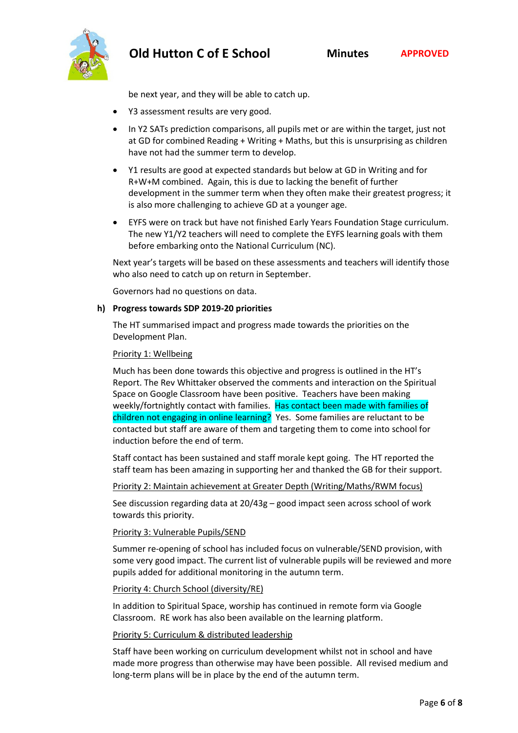be next year, and they will be able to catch up.

- Y3 assessment results are very good.
- In Y2 SATs prediction comparisons, all pupils met or are within the target, just not at GD for combined Reading + Writing + Maths, but this is unsurprising as children have not had the summer term to develop.
- Y1 results are good at expected standards but below at GD in Writing and for R+W+M combined. Again, this is due to lacking the benefit of further development in the summer term when they often make their greatest progress; it is also more challenging to achieve GD at a younger age.
- EYFS were on track but have not finished Early Years Foundation Stage curriculum. The new Y1/Y2 teachers will need to complete the EYFS learning goals with them before embarking onto the National Curriculum (NC).

Next year's targets will be based on these assessments and teachers will identify those who also need to catch up on return in September.

Governors had no questions on data.

**h) Progress towards SDP 2019-20 priorities**

The HT summarised impact and progress made towards the priorities on the Development Plan.

Priority 1: Wellbeing

Much has been done towards this objective and progress is outlined in the HT's Report. The Rev Whittaker observed the comments and interaction on the Spiritual Space on Google Classroom have been positive. Teachers have been making weekly/fortnightly contact with families. Has contact been made with families of children not engaging in online learning? Yes. Some families are reluctant to be contacted but staff are aware of them and targeting them to come into school for induction before the end of term.

Staff contact has been sustained and staff morale kept going. The HT reported the staff team has been amazing in supporting her and thanked the GB for their support.

Priority 2: Maintain achievement at Greater Depth (Writing/Maths/RWM focus)

See discussion regarding data at 20/43g – good impact seen across school of work towards this priority.

Priority 3: Vulnerable Pupils/SEND

Summer re-opening of school has included focus on vulnerable/SEND provision, with some very good impact. The current list of vulnerable pupils will be reviewed and more pupils added for additional monitoring in the autumn term.

Priority 4: Church School (diversity/RE)

In addition to Spiritual Space, worship has continued in remote form via Google Classroom. RE work has also been available on the learning platform.

Priority 5: Curriculum & distributed leadership

Staff have been working on curriculum development whilst not in school and have made more progress than otherwise may have been possible. All revised medium and long-term plans will be in place by the end of the autumn term.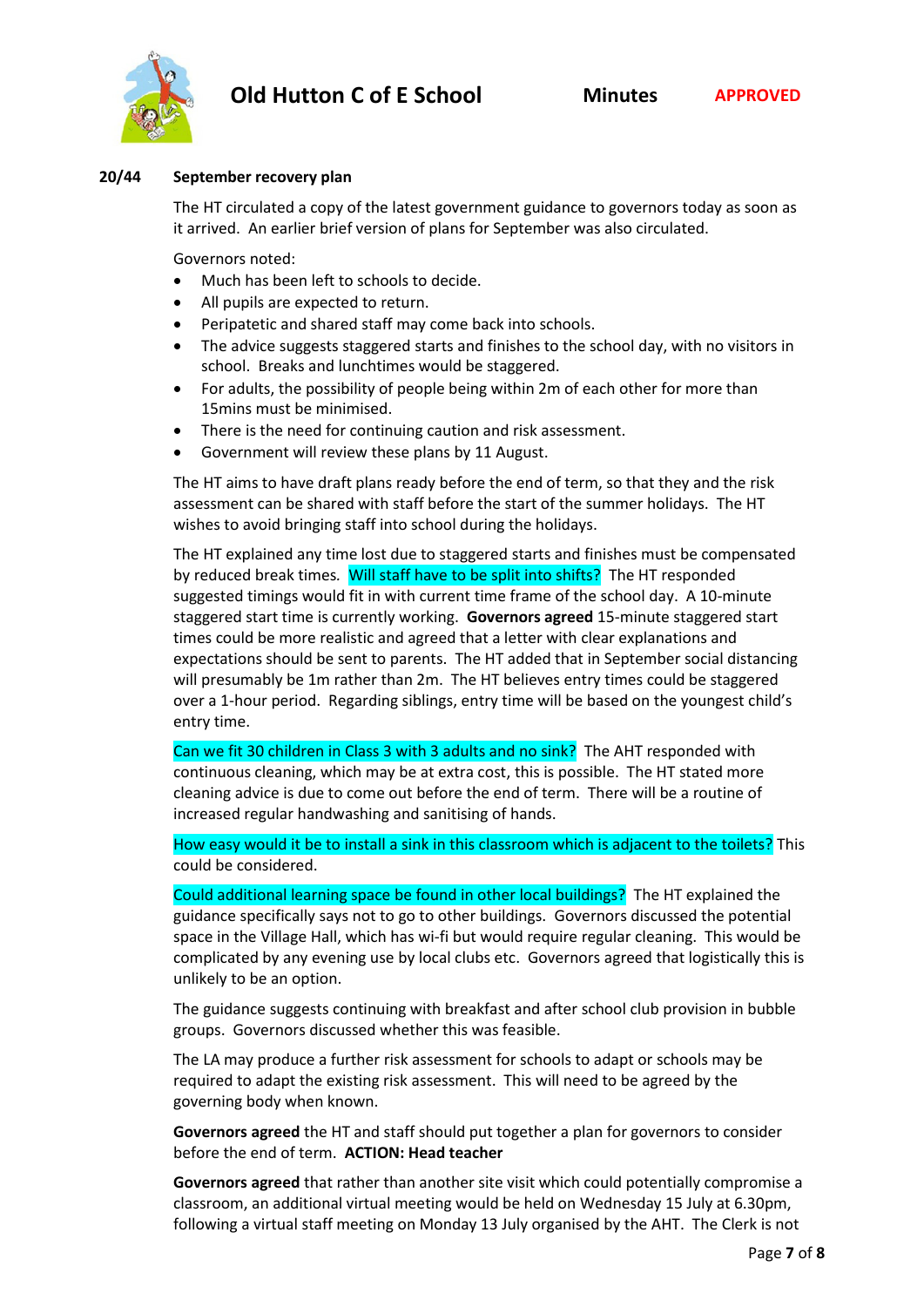**20/44 September recovery plan**

The HT circulated a copy of the latest government guidance to governors today as soon as it arrived. An earlier brief version of plans for September was also circulated.

Governors noted:

- Much has been left to schools to decide.
- All pupils are expected to return.
- Peripatetic and shared staff may come back into schools.
- The advice suggests staggered starts and finishes to the school day, with no visitors in school. Breaks and lunchtimes would be staggered.
- For adults, the possibility of people being within 2m of each other for more than 15mins must be minimised.
- There is the need for continuing caution and risk assessment.
- Government will review these plans by 11 August.

The HT aims to have draft plans ready before the end of term, so that they and the risk assessment can be shared with staff before the start of the summer holidays. The HT wishes to avoid bringing staff into school during the holidays.

The HT explained any time lost due to staggered starts and finishes must be compensated by reduced break times. Will staff have to be split into shifts? The HT responded suggested timings would fit in with current time frame of the school day. A 10-minute staggered start time is currently working. **Governors agreed** 15-minute staggered start times could be more realistic and agreed that a letter with clear explanations and expectations should be sent to parents. The HT added that in September social distancing will presumably be 1m rather than 2m. The HT believes entry times could be staggered over a 1-hour period. Regarding siblings, entry time will be based on the youngest child's entry time.

Can we fit 30 children in Class 3 with 3 adults and no sink? The AHT responded with continuous cleaning, which may be at extra cost, this is possible. The HT stated more cleaning advice is due to come out before the end of term. There will be a routine of increased regular handwashing and sanitising of hands.

How easy would it be to install a sink in this classroom which is adjacent to the toilets? This could be considered.

Could additional learning space be found in other local buildings? The HT explained the guidance specifically says not to go to other buildings. Governors discussed the potential space in the Village Hall, which has wi-fi but would require regular cleaning. This would be complicated by any evening use by local clubs etc. Governors agreed that logistically this is unlikely to be an option.

The guidance suggests continuing with breakfast and after school club provision in bubble groups. Governors discussed whether this was feasible.

The LA may produce a further risk assessment for schools to adapt or schools may be required to adapt the existing risk assessment. This will need to be agreed by the governing body when known.

**Governors agreed** the HT and staff should put together a plan for governors to consider before the end of term. **ACTION: Head teacher**

**Governors agreed** that rather than another site visit which could potentially compromise a classroom, an additional virtual meeting would be held on Wednesday 15 July at 6.30pm, following a virtual staff meeting on Monday 13 July organised by the AHT. The Clerk is not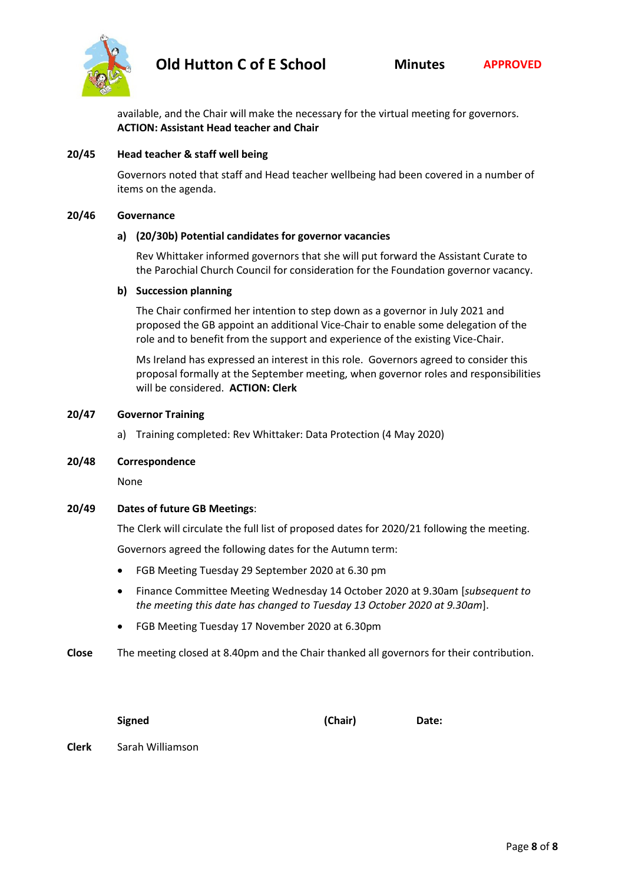available, and the Chair will make the necessary for the virtual meeting for governors. **ACTION: Assistant Head teacher and Chair**

**20/45 Head teacher & staff well being**

Governors noted that staff and Head teacher wellbeing had been covered in a number of items on the agenda.

**20/46 Governance**

**a) (20/30b) Potential candidates for governor vacancies**

Rev Whittaker informed governors that she will put forward the Assistant Curate to the Parochial Church Council for consideration for the Foundation governor vacancy.

**b) Succession planning**

The Chair confirmed her intention to step down as a governor in July 2021 and proposed the GB appoint an additional Vice-Chair to enable some delegation of the role and to benefit from the support and experience of the existing Vice-Chair.

Ms Ireland has expressed an interest in this role. Governors agreed to consider this proposal formally at the September meeting, when governor roles and responsibilities will be considered. **ACTION: Clerk**

**20/47 Governor Training**

a) Training completed: Rev Whittaker: Data Protection (4 May 2020)

**20/48 Correspondence**

None

**20/49 Dates of future GB Meetings**:

The Clerk will circulate the full list of proposed dates for 2020/21 following the meeting.

Governors agreed the following dates for the Autumn term:

- FGB Meeting Tuesday 29 September 2020 at 6.30 pm
- Finance Committee Meeting Wednesday 14 October 2020 at 9.30am [*subsequent to the meeting this date has changed to Tuesday 13 October 2020 at 9.30am*].
- FGB Meeting Tuesday 17 November 2020 at 6.30pm

**Close** The meeting closed at 8.40pm and the Chair thanked all governors for their contribution.

**Signed** **(Chair)** **Date:**

**Clerk** Sarah Williamson